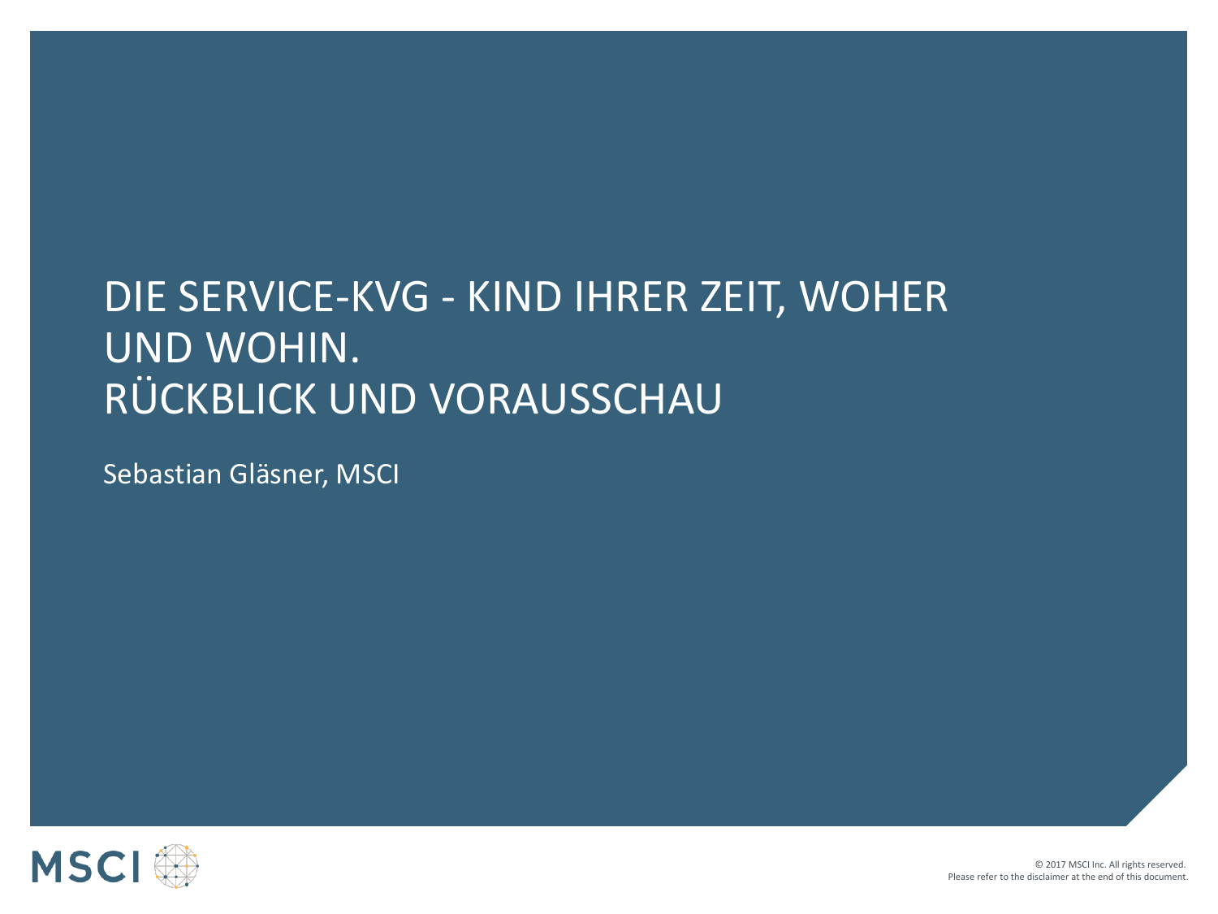# DIE SERVICE-KVG - KIND IHRER ZEIT, WOHER UND WOHIN. RÜCKBLICK UND VORAUSSCHAU

Sebastian Gläsner, MSCI

© 2017 MSCI Inc. All rights reserved.
Please refer to the disclaimer at the end of this document.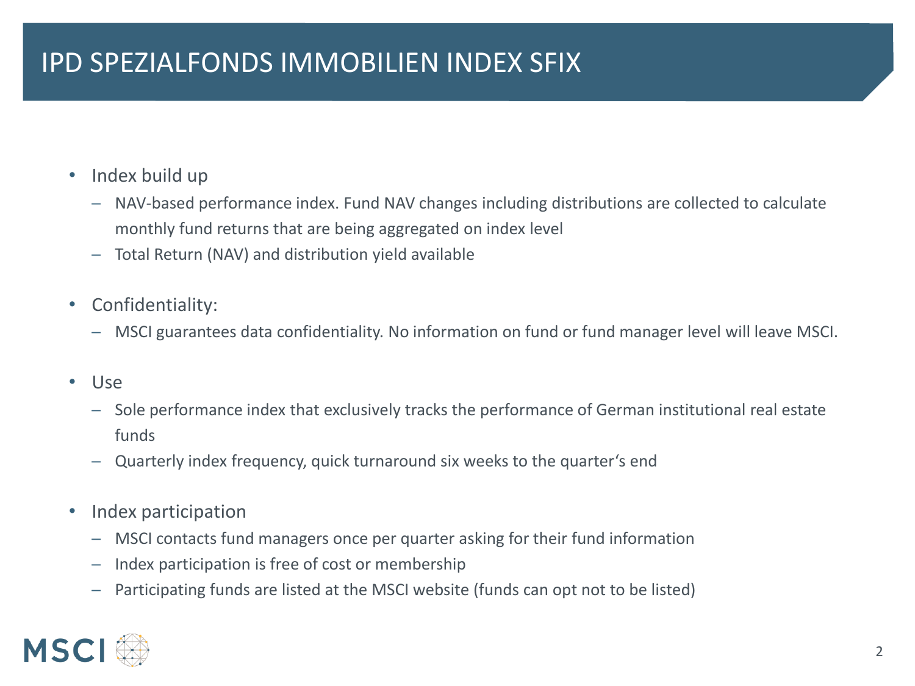# IPD SPEZIALFONDS IMMOBILIEN INDEX SFIX

- Index build up
  - NAV-based performance index. Fund NAV changes including distributions are collected to calculate monthly fund returns that are being aggregated on index level
  - Total Return (NAV) and distribution yield available

- Confidentiality:
  - MSCI guarantees data confidentiality. No information on fund or fund manager level will leave MSCI.

- Use
  - Sole performance index that exclusively tracks the performance of German institutional real estate funds
  - Quarterly index frequency, quick turnaround six weeks to the quarter's end

- Index participation
  - MSCI contacts fund managers once per quarter asking for their fund information
  - Index participation is free of cost or membership
  - Participating funds are listed at the MSCI website (funds can opt not to be listed)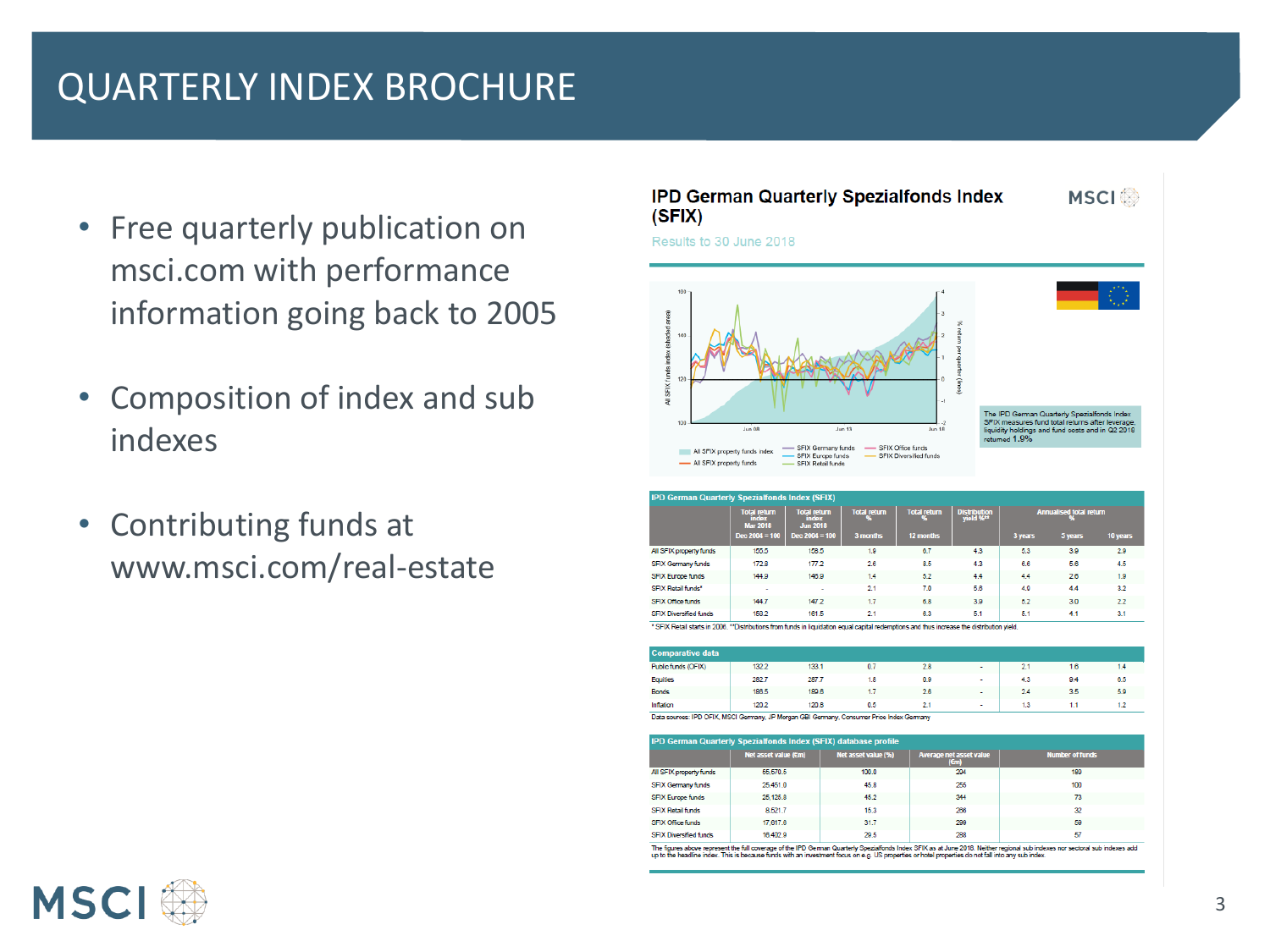# QUARTERLY INDEX BROCHURE

- Free quarterly publication on msci.com with performance information going back to 2005
- Composition of index and sub indexes
- Contributing funds at www.msci.com/real-estate

## IPD German Quarterly Spezialfonds Index (SFIX)

Results to 30 June 2018

The IPD German Quarterly Spezialfonds Index SFIX measures fund total returns after leverage, liquidity holdings and fund costs and in Q2 2018 returned 1.9%

| IPD German Quarterly Spezialfonds Index (SFIX) | Total return index Mar 2018 | Total return index Jun 2018 | Total return % | Total return % | Distribution yield %** | Annualised total return % | | |
|---|---|---|---|---|---|---|---|---|
| | Dec 2004 = 100 | Dec 2004 = 100 | 3 months | 12 months | | 3 years | 5 years | 10 years |
| All SFIX property funds | 155.5 | 158.5 | 1.9 | 6.7 | 4.3 | 5.3 | 3.9 | 2.9 |
| SFIX Germany funds | 172.8 | 177.2 | 2.6 | 8.5 | 4.3 | 6.6 | 5.6 | 4.5 |
| SFIX Europe funds | 144.9 | 146.9 | 1.4 | 5.2 | 4.4 | 4.4 | 2.6 | 1.9 |
| SFIX Retail funds* | - | - | 2.1 | 7.0 | 5.8 | 4.0 | 4.4 | 3.2 |
| SFIX Office funds | 144.7 | 147.2 | 1.7 | 6.8 | 3.9 | 5.2 | 3.0 | 2.2 |
| SFIX Diversified funds | 158.2 | 161.5 | 2.1 | 6.3 | 5.1 | 5.1 | 4.1 | 3.1 |

* SFIX Retail starts in 2006. **Distributions from funds in liquidation equal capital redemptions and thus increase the distribution yield.

| Comparative data | | | | | | | | |
|---|---|---|---|---|---|---|---|---|
| Public funds (OFIX) | 132.2 | 133.1 | 0.7 | 2.8 | - | 2.1 | 1.6 | 1.4 |
| Equities | 262.7 | 267.7 | 1.8 | 0.9 | - | 4.3 | 9.4 | 6.5 |
| Bonds | 186.5 | 189.6 | 1.7 | 2.6 | - | 2.4 | 3.5 | 5.9 |
| Inflation | 120.2 | 120.8 | 0.5 | 2.1 | - | 1.3 | 1.1 | 1.2 |

Data sources: IPD OFIX, MSCI Germany, JP Morgan GBI Germany, Consumer Price Index Germany

| IPD German Quarterly Spezialfonds Index (SFIX) database profile | Net asset value (€m) | Net asset value (%) | Average net asset value (€m) | Number of funds |
|---|---|---|---|---|
| All SFIX property funds | 55,570.5 | 100.0 | 294 | 189 |
| SFIX Germany funds | 25,451.0 | 45.8 | 255 | 100 |
| SFIX Europe funds | 25,125.8 | 45.2 | 344 | 73 |
| SFIX Retail funds | 8,521.7 | 15.3 | 266 | 32 |
| SFIX Office funds | 17,617.8 | 31.7 | 299 | 59 |
| SFIX Diversified funds | 16,402.9 | 29.5 | 288 | 57 |

The figures above represent the full coverage of the IPD German Quarterly Spezialfonds Index SFIX as at June 2018. Neither regional sub indexes nor sectoral sub indexes add up to the headline index. This is because funds with an investment focus on e.g. US properties or hotel properties do not fall into any sub index.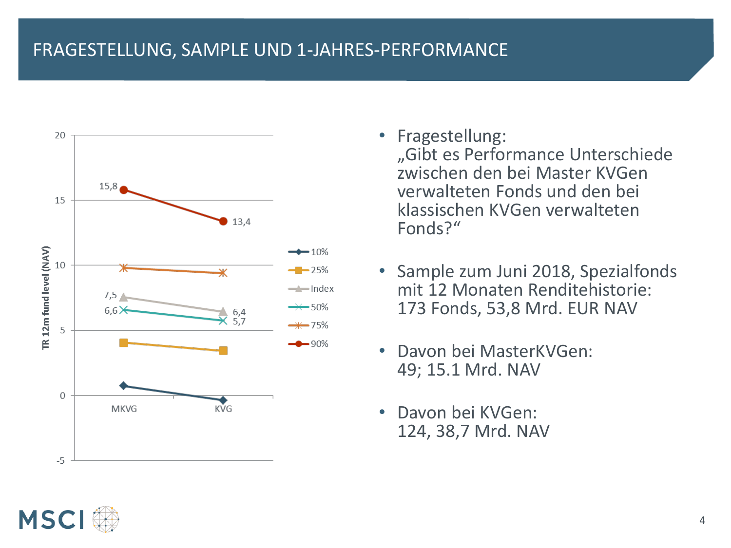# FRAGESTELLUNG, SAMPLE UND 1-JAHRES-PERFORMANCE

| TR 12m fund level (NAV) | MKVG | KVG |
|---|---|---|
| 10% | | |
| 25% | | |
| Index | 7,5 | 6,4 |
| 50% | 6,6 | 5,7 |
| 75% | | |
| 90% | 15,8 | 13,4 |

- Fragestellung:
  „Gibt es Performance Unterschiede zwischen den bei Master KVGen verwalteten Fonds und den bei klassischen KVGen verwalteten Fonds?"

- Sample zum Juni 2018, Spezialfonds mit 12 Monaten Renditehistorie: 173 Fonds, 53,8 Mrd. EUR NAV

- Davon bei MasterKVGen:
  49; 15.1 Mrd. NAV

- Davon bei KVGen:
  124, 38,7 Mrd. NAV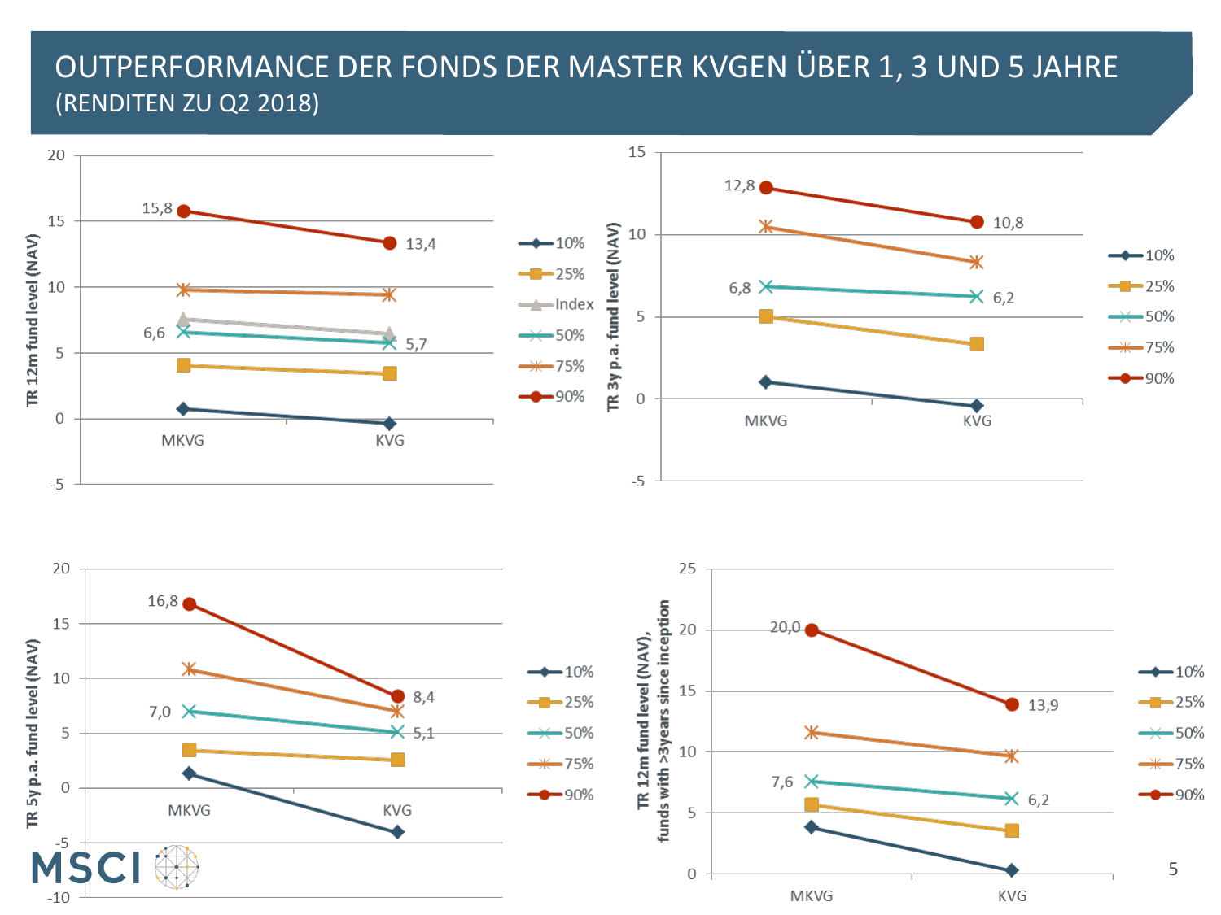# OUTPERFORMANCE DER FONDS DER MASTER KVGEN ÜBER 1, 3 UND 5 JAHRE

(RENDITEN ZU Q2 2018)

**TR 12m fund level (NAV)**

| | MKVG | KVG |
|---|---|---|
| 90% | 15,8 | 13,4 |
| 50% | 6,6 | 5,7 |

Legend: 10%, 25%, Index, 50%, 75%, 90%

**TR 3y p.a. fund level (NAV)**

| | MKVG | KVG |
|---|---|---|
| 90% | 12,8 | 10,8 |
| 50% | 6,8 | 6,2 |

Legend: 10%, 25%, 50%, 75%, 90%

**TR 5y p.a. fund level (NAV)**

| | MKVG | KVG |
|---|---|---|
| 90% | 16,8 | 8,4 |
| 50% | 7,0 | 5,1 |

Legend: 10%, 25%, 50%, 75%, 90%

**TR 12m fund level (NAV), funds with >3years since inception**

| | MKVG | KVG |
|---|---|---|
| 90% | 20,0 | 13,9 |
| 50% | 7,6 | 6,2 |

Legend: 10%, 25%, 50%, 75%, 90%

MSCI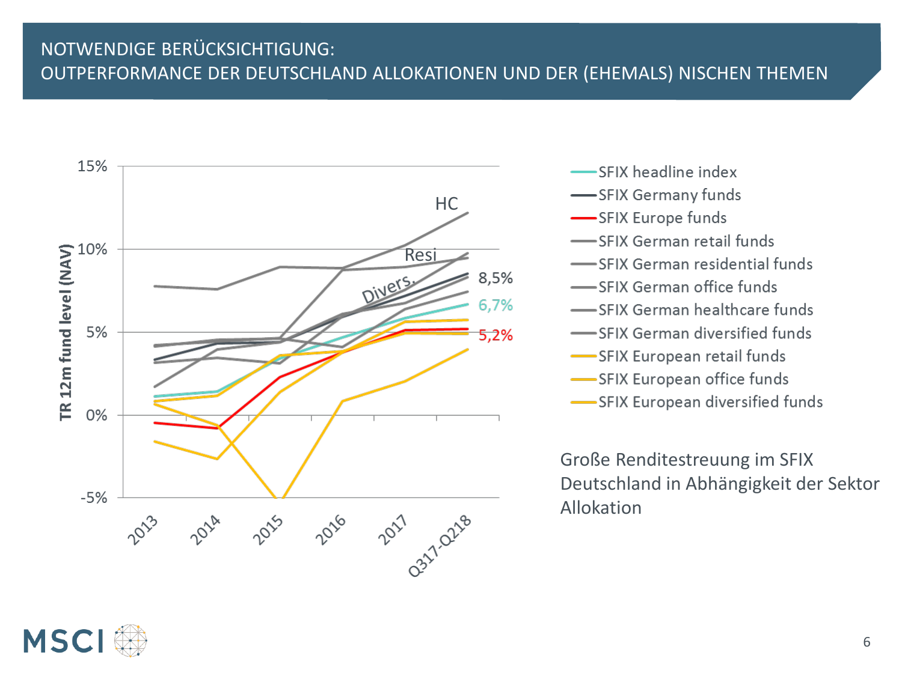# NOTWENDIGE BERÜCKSICHTIGUNG:
# OUTPERFORMANCE DER DEUTSCHLAND ALLOKATIONEN UND DER (EHEMALS) NISCHEN THEMEN

TR 12m fund level (NAV)

15%
10%
5%
0%
-5%

2013, 2014, 2015, 2016, 2017, Q317-Q218

HC
Resi
Divers.
8,5%
6,7%
5,2%

- SFIX headline index
- SFIX Germany funds
- SFIX Europe funds
- SFIX German retail funds
- SFIX German residential funds
- SFIX German office funds
- SFIX German healthcare funds
- SFIX German diversified funds
- SFIX European retail funds
- SFIX European office funds
- SFIX European diversified funds

Große Renditestreuung im SFIX Deutschland in Abhängigkeit der Sektor Allokation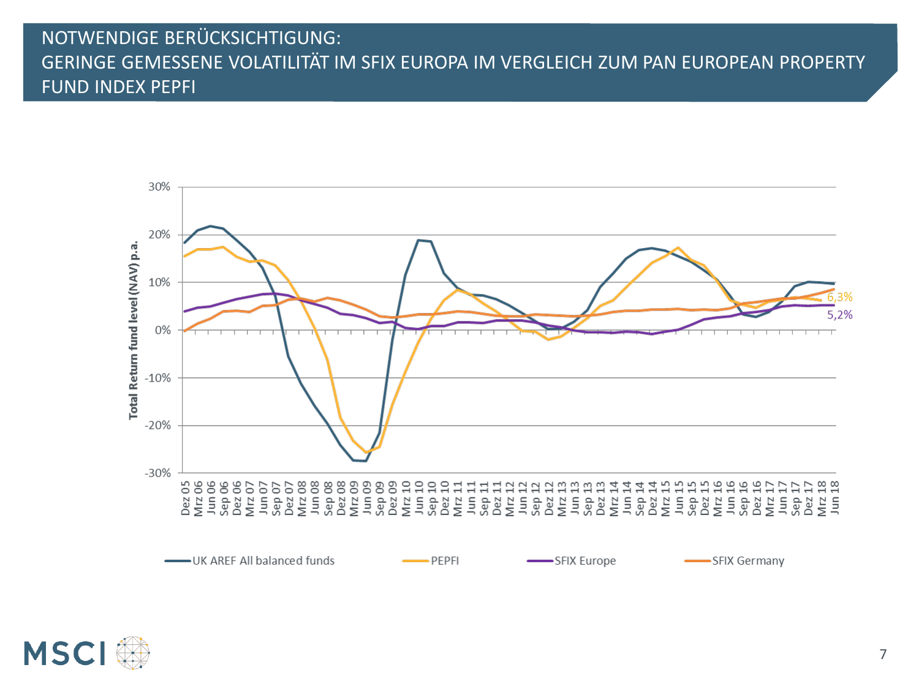# NOTWENDIGE BERÜCKSICHTIGUNG:
# GERINGE GEMESSENE VOLATILITÄT IM SFIX EUROPA IM VERGLEICH ZUM PAN EUROPEAN PROPERTY FUND INDEX PEPFI

Total Return fund level (NAV) p.a.

30%, 20%, 10%, 0%, -10%, -20%, -30%

Dez 05, Mrz 06, Jun 06, Sep 06, Dez 06, Mrz 07, Jun 07, Sep 07, Dez 07, Mrz 08, Jun 08, Sep 08, Dez 08, Mrz 09, Jun 09, Sep 09, Dez 09, Mrz 10, Jun 10, Sep 10, Dez 10, Mrz 11, Jun 11, Sep 11, Dez 11, Mrz 12, Jun 12, Sep 12, Dez 12, Mrz 13, Jun 13, Sep 13, Dez 13, Mrz 14, Jun 14, Sep 14, Dez 14, Mrz 15, Jun 15, Sep 15, Dez 15, Mrz 16, Jun 16, Sep 16, Dez 16, Mrz 17, Jun 17, Sep 17, Dez 17, Mrz 18, Jun 18

6,3%

5,2%

UK AREF All balanced funds — PEPFI — SFIX Europe — SFIX Germany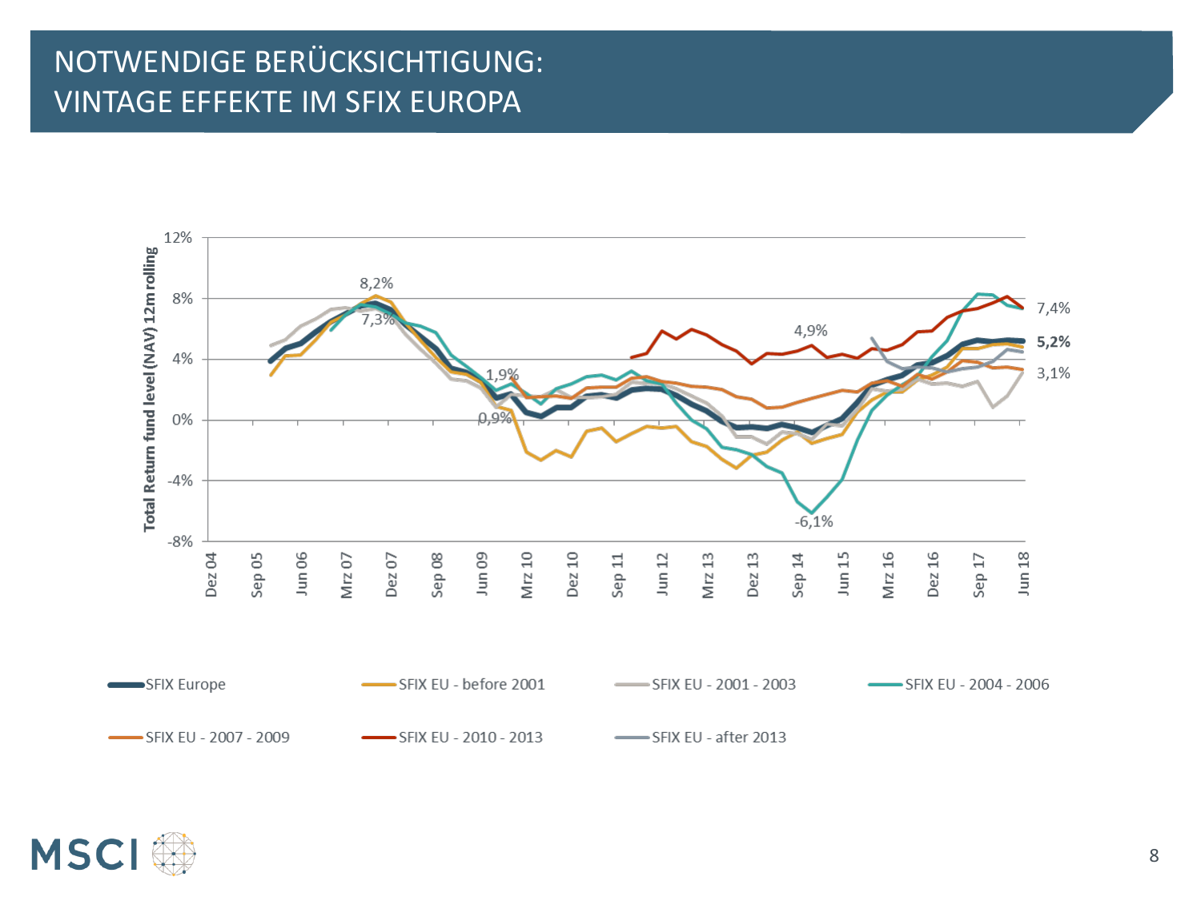# NOTWENDIGE BERÜCKSICHTIGUNG: VINTAGE EFFEKTE IM SFIX EUROPA

Total Return fund level (NAV) 12m rolling

12%
8%
4%
0%
-4%
-8%

8,2%
7,3%
1,9%
0,9%
4,9%
-6,1%
7,4%
**5,2%**
3,1%

Dez 04, Sep 05, Jun 06, Mrz 07, Dez 07, Sep 08, Jun 09, Mrz 10, Dez 10, Sep 11, Jun 12, Mrz 13, Dez 13, Sep 14, Jun 15, Mrz 16, Dez 16, Sep 17, Jun 18

SFIX Europe | SFIX EU - before 2001 | SFIX EU - 2001 - 2003 | SFIX EU - 2004 - 2006 | SFIX EU - 2007 - 2009 | SFIX EU - 2010 - 2013 | SFIX EU - after 2013

MSCI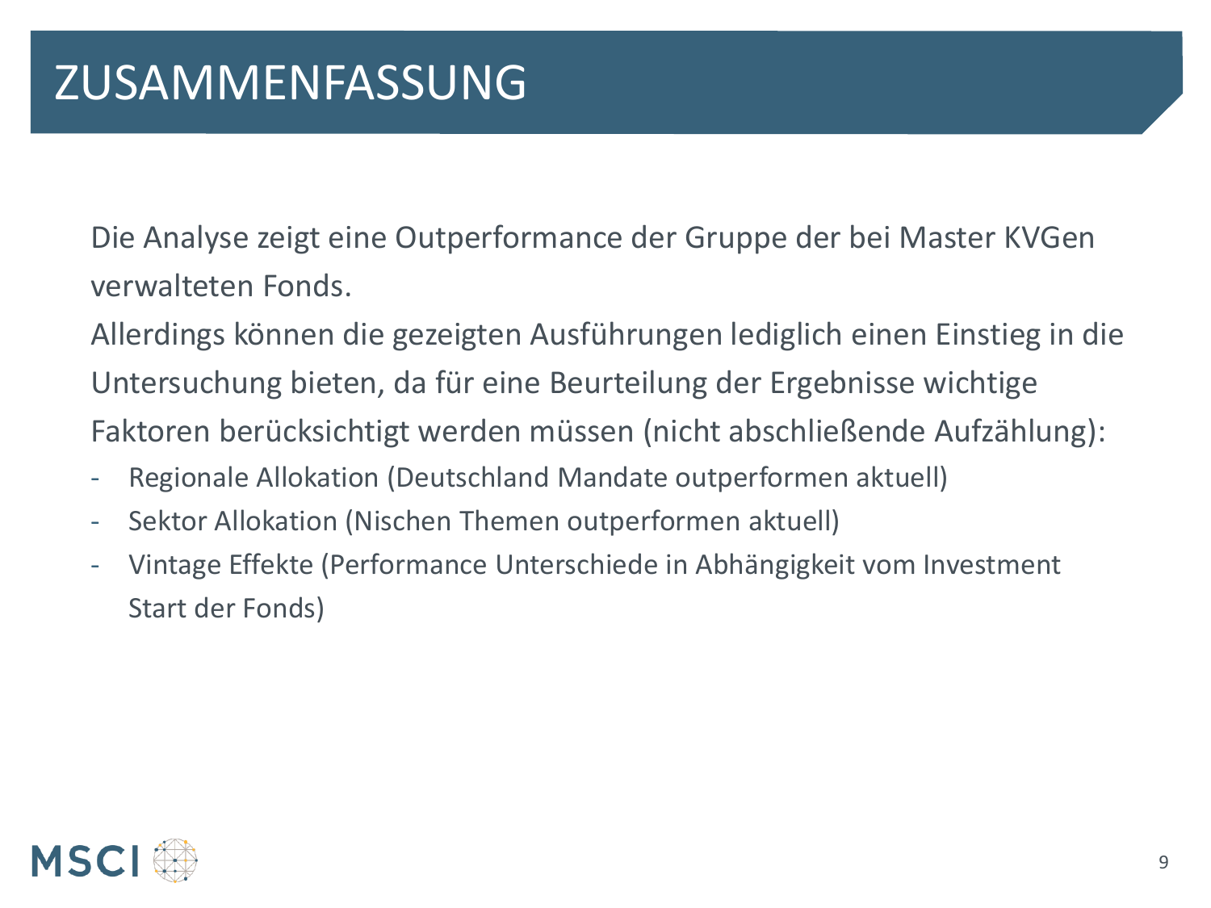# ZUSAMMENFASSUNG

Die Analyse zeigt eine Outperformance der Gruppe der bei Master KVGen verwalteten Fonds.

Allerdings können die gezeigten Ausführungen lediglich einen Einstieg in die Untersuchung bieten, da für eine Beurteilung der Ergebnisse wichtige Faktoren berücksichtigt werden müssen (nicht abschließende Aufzählung):

- Regionale Allokation (Deutschland Mandate outperformen aktuell)
- Sektor Allokation (Nischen Themen outperformen aktuell)
- Vintage Effekte (Performance Unterschiede in Abhängigkeit vom Investment Start der Fonds)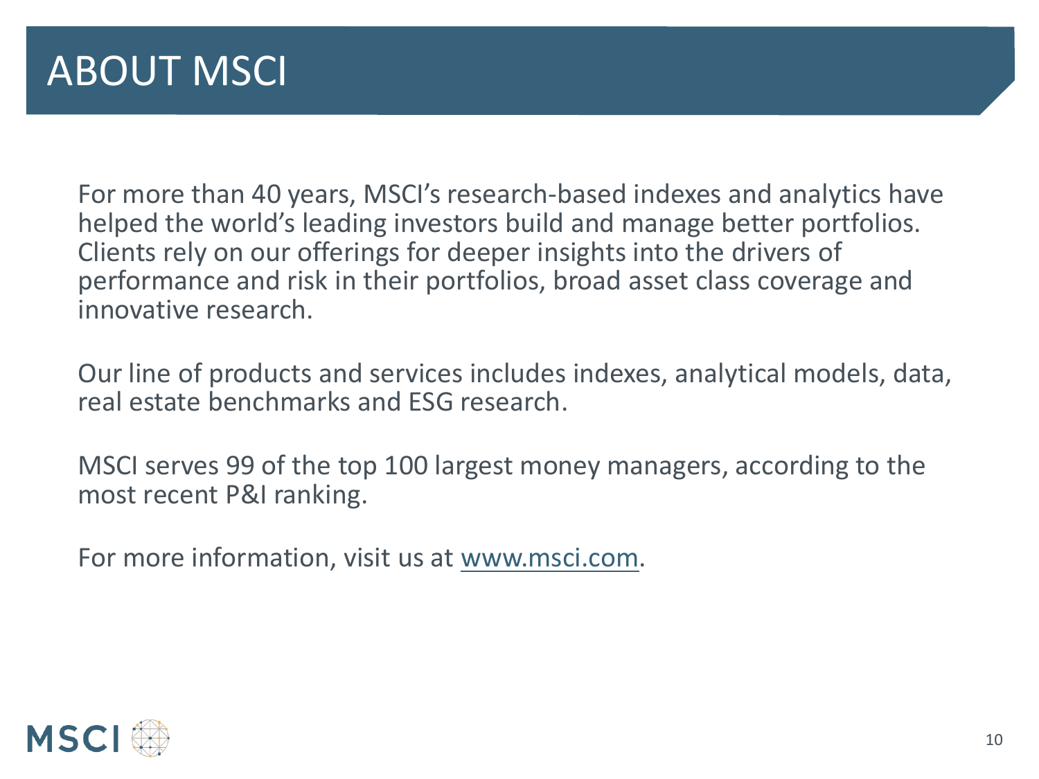# ABOUT MSCI

For more than 40 years, MSCI's research-based indexes and analytics have helped the world's leading investors build and manage better portfolios. Clients rely on our offerings for deeper insights into the drivers of performance and risk in their portfolios, broad asset class coverage and innovative research.

Our line of products and services includes indexes, analytical models, data, real estate benchmarks and ESG research.

MSCI serves 99 of the top 100 largest money managers, according to the most recent P&I ranking.

For more information, visit us at [www.msci.com](http://www.msci.com).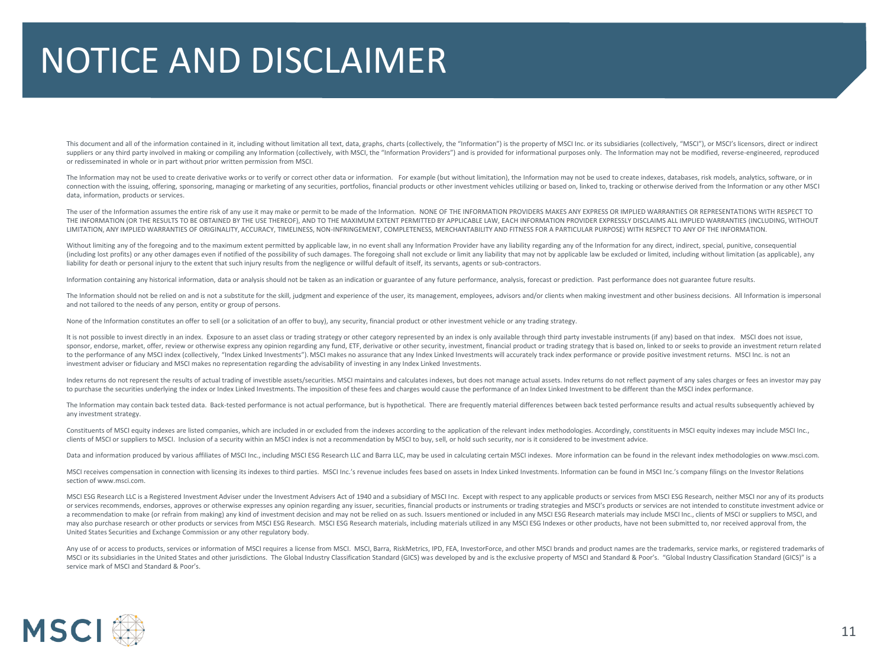# NOTICE AND DISCLAIMER

This document and all of the information contained in it, including without limitation all text, data, graphs, charts (collectively, the "Information") is the property of MSCI Inc. or its subsidiaries (collectively, "MSCI"), or MSCI's licensors, direct or indirect suppliers or any third party involved in making or compiling any Information (collectively, with MSCI, the "Information Providers") and is provided for informational purposes only. The Information may not be modified, reverse-engineered, reproduced or redisseminated in whole or in part without prior written permission from MSCI.

The Information may not be used to create derivative works or to verify or correct other data or information. For example (but without limitation), the Information may not be used to create indexes, databases, risk models, analytics, software, or in connection with the issuing, offering, sponsoring, managing or marketing of any securities, portfolios, financial products or other investment vehicles utilizing or based on, linked to, tracking or otherwise derived from the Information or any other MSCI data, information, products or services.

The user of the Information assumes the entire risk of any use it may make or permit to be made of the Information. NONE OF THE INFORMATION PROVIDERS MAKES ANY EXPRESS OR IMPLIED WARRANTIES OR REPRESENTATIONS WITH RESPECT TO THE INFORMATION (OR THE RESULTS TO BE OBTAINED BY THE USE THEREOF), AND TO THE MAXIMUM EXTENT PERMITTED BY APPLICABLE LAW, EACH INFORMATION PROVIDER EXPRESSLY DISCLAIMS ALL IMPLIED WARRANTIES (INCLUDING, WITHOUT LIMITATION, ANY IMPLIED WARRANTIES OF ORIGINALITY, ACCURACY, TIMELINESS, NON-INFRINGEMENT, COMPLETENESS, MERCHANTABILITY AND FITNESS FOR A PARTICULAR PURPOSE) WITH RESPECT TO ANY OF THE INFORMATION.

Without limiting any of the foregoing and to the maximum extent permitted by applicable law, in no event shall any Information Provider have any liability regarding any of the Information for any direct, indirect, special, punitive, consequential (including lost profits) or any other damages even if notified of the possibility of such damages. The foregoing shall not exclude or limit any liability that may not by applicable law be excluded or limited, including without limitation (as applicable), any liability for death or personal injury to the extent that such injury results from the negligence or willful default of itself, its servants, agents or sub-contractors.

Information containing any historical information, data or analysis should not be taken as an indication or guarantee of any future performance, analysis, forecast or prediction. Past performance does not guarantee future results.

The Information should not be relied on and is not a substitute for the skill, judgment and experience of the user, its management, employees, advisors and/or clients when making investment and other business decisions. All Information is impersonal and not tailored to the needs of any person, entity or group of persons.

None of the Information constitutes an offer to sell (or a solicitation of an offer to buy), any security, financial product or other investment vehicle or any trading strategy.

It is not possible to invest directly in an index. Exposure to an asset class or trading strategy or other category represented by an index is only available through third party investable instruments (if any) based on that index. MSCI does not issue, sponsor, endorse, market, offer, review or otherwise express any opinion regarding any fund, ETF, derivative or other security, investment, financial product or trading strategy that is based on, linked to or seeks to provide an investment return related to the performance of any MSCI index (collectively, "Index Linked Investments"). MSCI makes no assurance that any Index Linked Investments will accurately track index performance or provide positive investment returns. MSCI Inc. is not an investment adviser or fiduciary and MSCI makes no representation regarding the advisability of investing in any Index Linked Investments.

Index returns do not represent the results of actual trading of investible assets/securities. MSCI maintains and calculates indexes, but does not manage actual assets. Index returns do not reflect payment of any sales charges or fees an investor may pay to purchase the securities underlying the index or Index Linked Investments. The imposition of these fees and charges would cause the performance of an Index Linked Investment to be different than the MSCI index performance.

The Information may contain back tested data. Back-tested performance is not actual performance, but is hypothetical. There are frequently material differences between back tested performance results and actual results subsequently achieved by any investment strategy.

Constituents of MSCI equity indexes are listed companies, which are included in or excluded from the indexes according to the application of the relevant index methodologies. Accordingly, constituents in MSCI equity indexes may include MSCI Inc., clients of MSCI or suppliers to MSCI. Inclusion of a security within an MSCI index is not a recommendation by MSCI to buy, sell, or hold such security, nor is it considered to be investment advice.

Data and information produced by various affiliates of MSCI Inc., including MSCI ESG Research LLC and Barra LLC, may be used in calculating certain MSCI indexes. More information can be found in the relevant index methodologies on www.msci.com.

MSCI receives compensation in connection with licensing its indexes to third parties. MSCI Inc.'s revenue includes fees based on assets in Index Linked Investments. Information can be found in MSCI Inc.'s company filings on the Investor Relations section of www.msci.com.

MSCI ESG Research LLC is a Registered Investment Adviser under the Investment Advisers Act of 1940 and a subsidiary of MSCI Inc. Except with respect to any applicable products or services from MSCI ESG Research, neither MSCI nor any of its products or services recommends, endorses, approves or otherwise expresses any opinion regarding any issuer, securities, financial products or instruments or trading strategies and MSCI's products or services are not intended to constitute investment advice or a recommendation to make (or refrain from making) any kind of investment decision and may not be relied on as such. Issuers mentioned or included in any MSCI ESG Research materials may include MSCI Inc., clients of MSCI or suppliers to MSCI, and may also purchase research or other products or services from MSCI ESG Research. MSCI ESG Research materials, including materials utilized in any MSCI ESG Indexes or other products, have not been submitted to, nor received approval from, the United States Securities and Exchange Commission or any other regulatory body.

Any use of or access to products, services or information of MSCI requires a license from MSCI. MSCI, Barra, RiskMetrics, IPD, FEA, InvestorForce, and other MSCI brands and product names are the trademarks, service marks, or registered trademarks of MSCI or its subsidiaries in the United States and other jurisdictions. The Global Industry Classification Standard (GICS) was developed by and is the exclusive property of MSCI and Standard & Poor's. "Global Industry Classification Standard (GICS)" is a service mark of MSCI and Standard & Poor's.